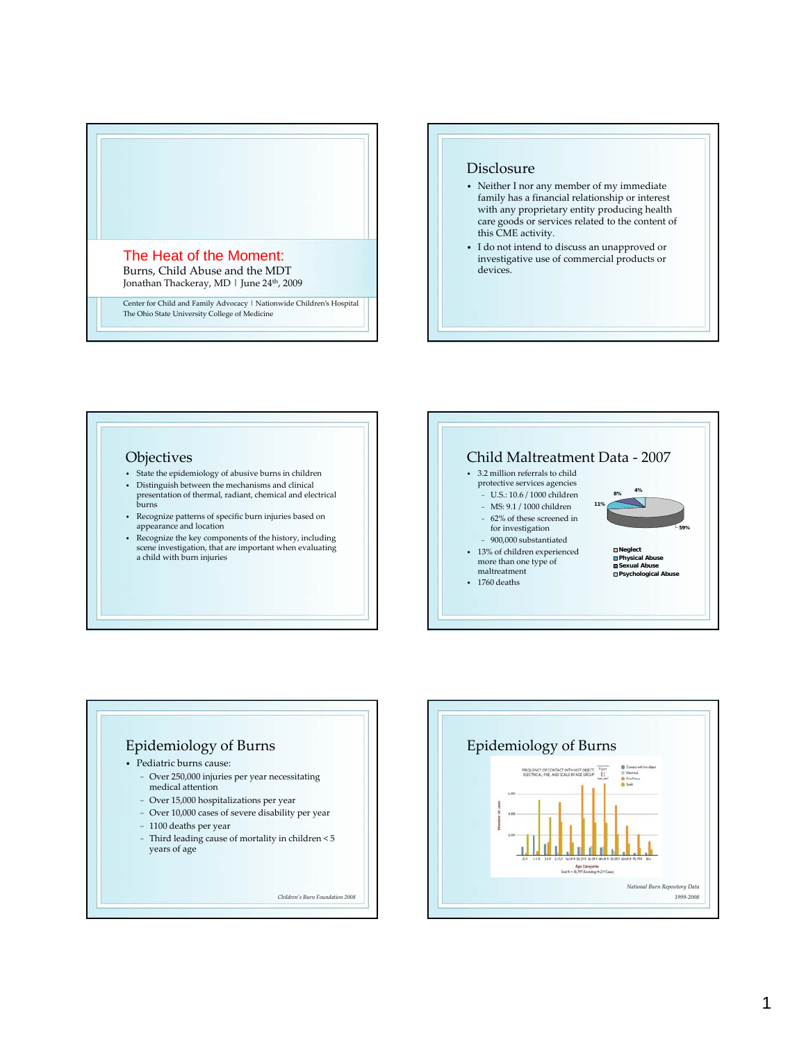# The Heat of the Moment:

Burns, Child Abuse and the MDT

Jonathan Thackeray, MD | June 24th, 2009

Center for Child and Family Advocacy | Nationwide Children's Hospital
The Ohio State University College of Medicine

## Disclosure

- Neither I nor any member of my immediate family has a financial relationship or interest with any proprietary entity producing health care goods or services related to the content of this CME activity.
- I do not intend to discuss an unapproved or investigative use of commercial products or devices.

## Objectives

- State the epidemiology of abusive burns in children
- Distinguish between the mechanisms and clinical presentation of thermal, radiant, chemical and electrical burns
- Recognize patterns of specific burn injuries based on appearance and location
- Recognize the key components of the history, including scene investigation, that are important when evaluating a child with burn injuries

## Child Maltreatment Data - 2007

- 3.2 million referrals to child protective services agencies
  - U.S.: 10.6 / 1000 children
  - MS: 9.1 / 1000 children
  - 62% of these screened in for investigation
  - 900,000 substantiated
- 13% of children experienced more than one type of maltreatment
- 1760 deaths

| Category | Percent |
|---|---|
| Neglect | 59% |
| Physical Abuse | 11% |
| Sexual Abuse | 8% |
| Psychological Abuse | 4% |

## Epidemiology of Burns

- Pediatric burns cause:
  - Over 250,000 injuries per year necessitating medical attention
  - Over 15,000 hospitalizations per year
  - Over 10,000 cases of severe disability per year
  - 1100 deaths per year
  - Third leading cause of mortality in children < 5 years of age

*Children's Burn Foundation 2008*

## Epidemiology of Burns

*National Burn Repository Data 1999-2008*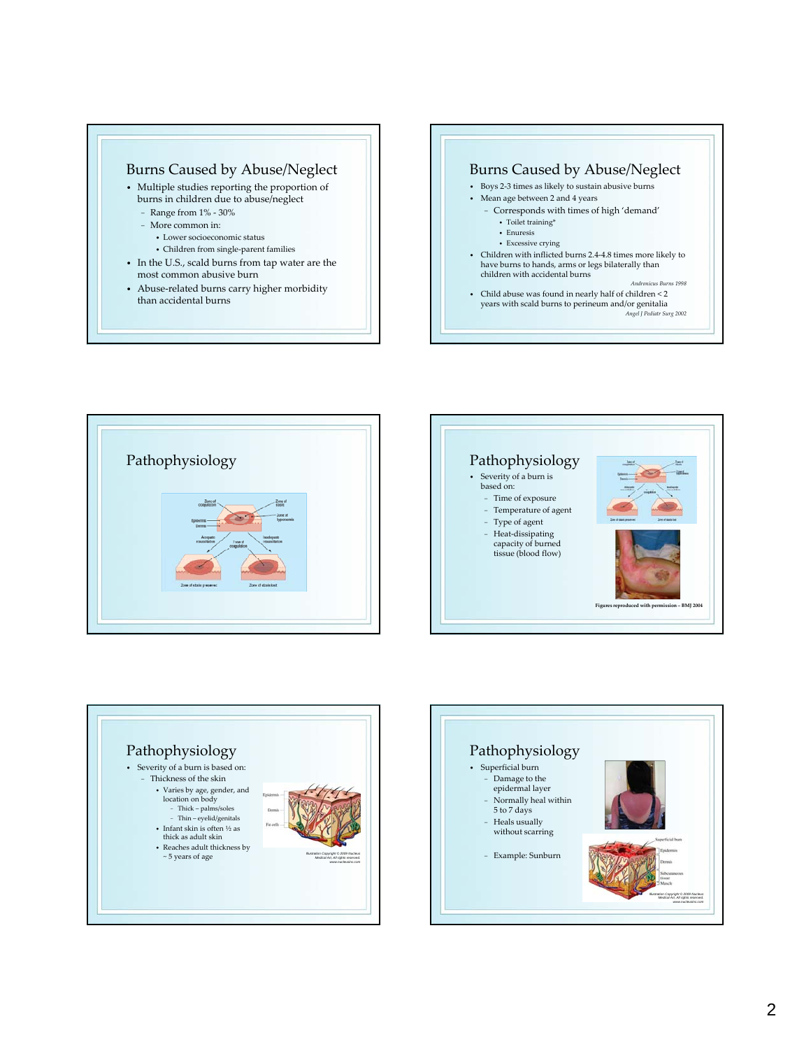## Burns Caused by Abuse/Neglect

- Multiple studies reporting the proportion of burns in children due to abuse/neglect
  - Range from 1% - 30%
  - More common in:
    - Lower socioeconomic status
    - Children from single-parent families
- In the U.S., scald burns from tap water are the most common abusive burn
- Abuse-related burns carry higher morbidity than accidental burns

## Burns Caused by Abuse/Neglect

- Boys 2-3 times as likely to sustain abusive burns
- Mean age between 2 and 4 years
  - Corresponds with times of high 'demand'
    - Toilet training*
    - Enuresis
    - Excessive crying
- Children with inflicted burns 2.4-4.8 times more likely to have burns to hands, arms or legs bilaterally than children with accidental burns

*Andronicus Burns 1998*

- Child abuse was found in nearly half of children < 2 years with scald burns to perineum and/or genitalia

*Angel J Pediatr Surg 2002*

## Pathophysiology

Zone of coagulation; Zone of stasis; Zone of hyperaemia; Epidermis; Dermis; Adequate resuscitation; Zone of coagulation; Inadequate resuscitation; Zone of stasis preserved; Zone of stasis lost

## Pathophysiology

- Severity of a burn is based on:
  - Time of exposure
  - Temperature of agent
  - Type of agent
  - Heat-dissipating capacity of burned tissue (blood flow)

**Figures reproduced with permission – BMJ 2004**

## Pathophysiology

- Severity of a burn is based on:
  - Thickness of the skin
    - Varies by age, gender, and location on body
      - Thick – palms/soles
      - Thin – eyelid/genitals
    - Infant skin is often ½ as thick as adult skin
    - Reaches adult thickness by ~ 5 years of age

Epidermis; Dermis; Fat cells

Illustration Copyright © 2009 Nucleus Medical Art. All rights reserved. www.nucleusinc.com

## Pathophysiology

- Superficial burn
  - Damage to the epidermal layer
  - Normally heal within 5 to 7 days
  - Heals usually without scarring
  - Example: Sunburn

Superficial burn; Epidermis; Dermis; Subcutaneous tissue; Muscle

Illustration Copyright © 2009 Nucleus Medical Art. All rights reserved. www.nucleusinc.com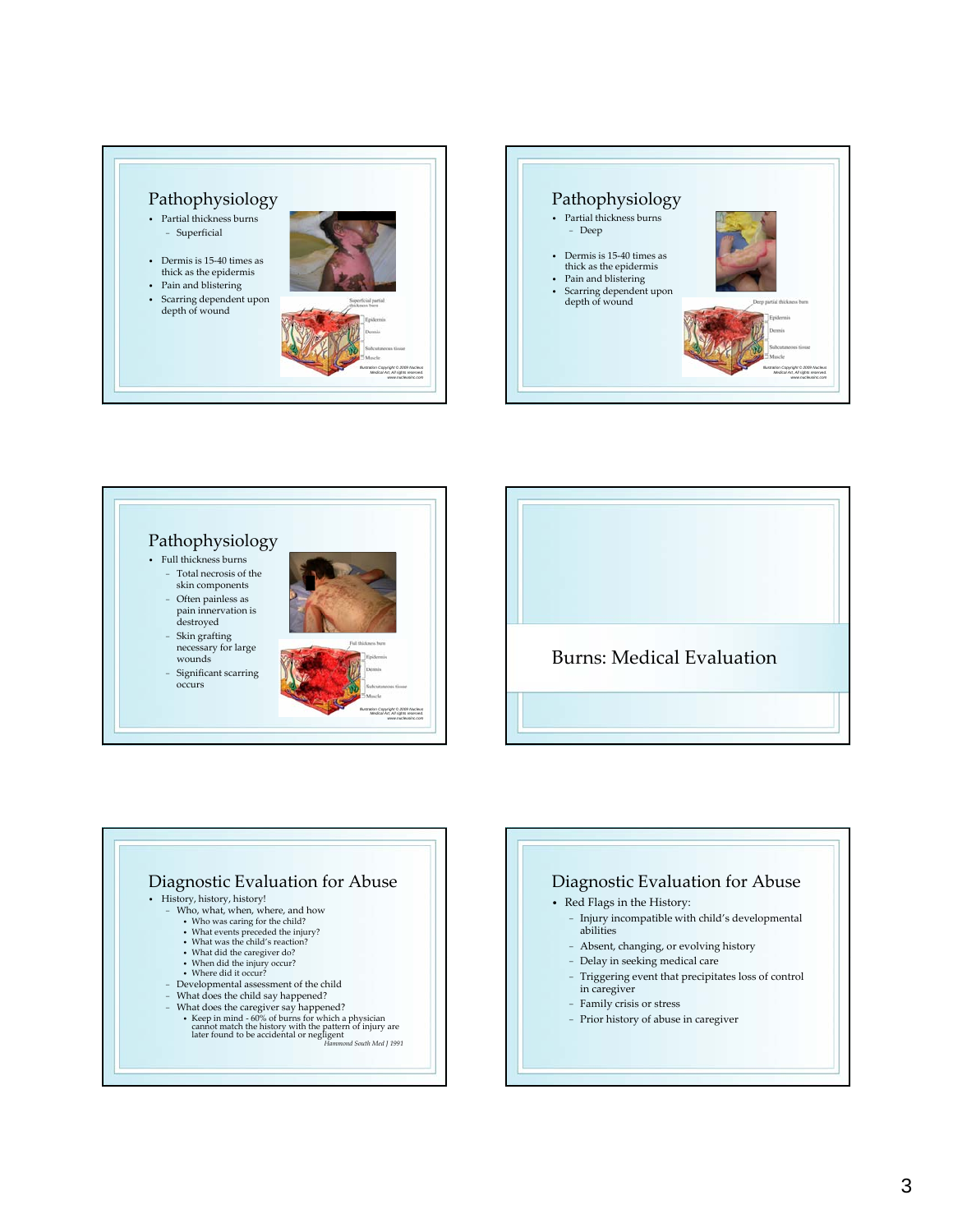## Pathophysiology

- Partial thickness burns
  - Superficial
- Dermis is 15-40 times as thick as the epidermis
- Pain and blistering
- Scarring dependent upon depth of wound

Superficial partial thickness burn

Epidermis

Dermis

Subcutaneous tissue

Muscle

Illustration Copyright © 2009 Nucleus Medical Art. All rights reserved. www.nucleusinc.com

## Pathophysiology

- Partial thickness burns
  - Deep
- Dermis is 15-40 times as thick as the epidermis
- Pain and blistering
- Scarring dependent upon depth of wound

Deep partial thickness burn

Epidermis

Dermis

Subcutaneous tissue

Muscle

Illustration Copyright © 2009 Nucleus Medical Art. All rights reserved. www.nucleusinc.com

## Pathophysiology

- Full thickness burns
  - Total necrosis of the skin components
  - Often painless as pain innervation is destroyed
  - Skin grafting necessary for large wounds
  - Significant scarring occurs

Full thickness burn

Epidermis

Dermis

Subcutaneous tissue

Muscle

Illustration Copyright © 2009 Nucleus Medical Art. All rights reserved. www.nucleusinc.com

## Burns: Medical Evaluation

## Diagnostic Evaluation for Abuse

- History, history, history!
  - Who, what, when, where, and how
    - Who was caring for the child?
    - What events preceded the injury?
    - What was the child's reaction?
    - What did the caregiver do?
    - When did the injury occur?
    - Where did it occur?
  - Developmental assessment of the child
  - What does the child say happened?
  - What does the caregiver say happened?
    - Keep in mind - 60% of burns for which a physician cannot match the history with the pattern of injury are later found to be accidental or negligent

*Hammond South Med J 1991*

## Diagnostic Evaluation for Abuse

- Red Flags in the History:
  - Injury incompatible with child's developmental abilities
  - Absent, changing, or evolving history
  - Delay in seeking medical care
  - Triggering event that precipitates loss of control in caregiver
  - Family crisis or stress
  - Prior history of abuse in caregiver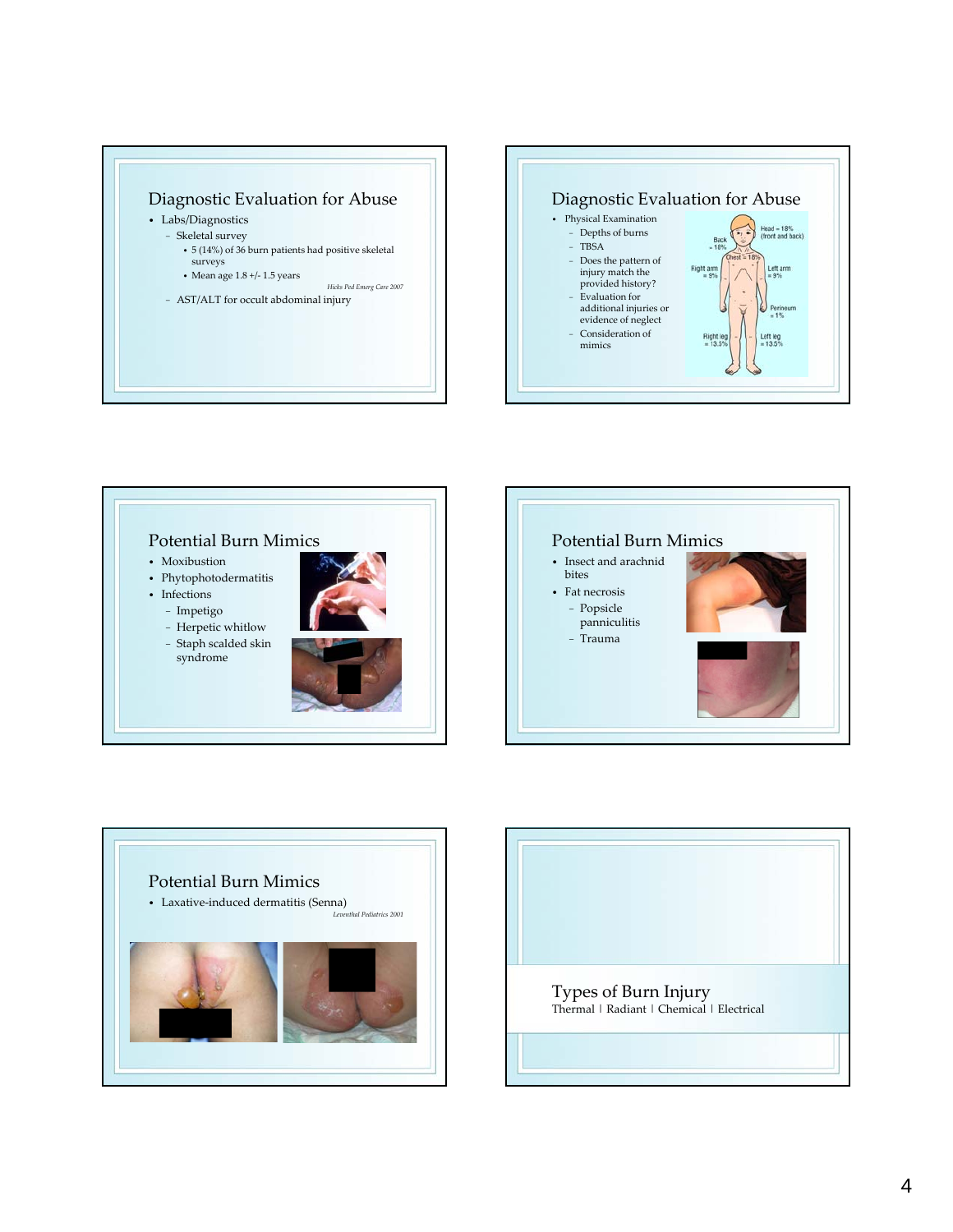## Diagnostic Evaluation for Abuse

- Labs/Diagnostics
  - Skeletal survey
    - 5 (14%) of 36 burn patients had positive skeletal surveys
    - Mean age 1.8 +/- 1.5 years

*Hicks Ped Emerg Care 2007*

  - AST/ALT for occult abdominal injury

## Diagnostic Evaluation for Abuse

- Physical Examination
  - Depths of burns
  - TBSA
  - Does the pattern of injury match the provided history?
  - Evaluation for additional injuries or evidence of neglect
  - Consideration of mimics

Head = 18% (front and back)
Back = 18%
Chest = 18%
Right arm = 9%
Left arm = 9%
Perineum = 1%
Right leg = 13.5%
Left leg = 13.5%

## Potential Burn Mimics

- Moxibustion
- Phytophotodermatitis
- Infections
  - Impetigo
  - Herpetic whitlow
  - Staph scalded skin syndrome

## Potential Burn Mimics

- Insect and arachnid bites
- Fat necrosis
  - Popsicle panniculitis
  - Trauma

## Potential Burn Mimics

- Laxative-induced dermatitis (Senna)

*Leventhal Pediatrics 2001*

## Types of Burn Injury

Thermal | Radiant | Chemical | Electrical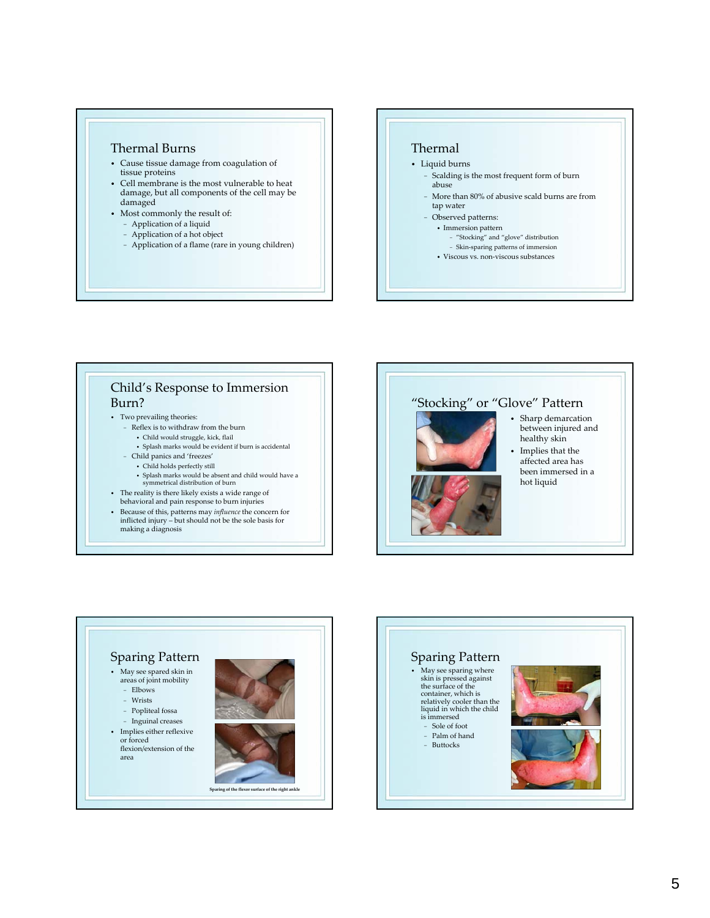## Thermal Burns

- Cause tissue damage from coagulation of tissue proteins
- Cell membrane is the most vulnerable to heat damage, but all components of the cell may be damaged
- Most commonly the result of:
  - Application of a liquid
  - Application of a hot object
  - Application of a flame (rare in young children)

## Thermal

- Liquid burns
  - Scalding is the most frequent form of burn abuse
  - More than 80% of abusive scald burns are from tap water
  - Observed patterns:
    - Immersion pattern
      - "Stocking" and "glove" distribution
      - Skin-sparing patterns of immersion
    - Viscous vs. non-viscous substances

## Child's Response to Immersion Burn?

- Two prevailing theories:
  - Reflex is to withdraw from the burn
    - Child would struggle, kick, flail
    - Splash marks would be evident if burn is accidental
  - Child panics and 'freezes'
    - Child holds perfectly still
    - Splash marks would be absent and child would have a symmetrical distribution of burn
- The reality is there likely exists a wide range of behavioral and pain response to burn injuries
- Because of this, patterns may *influence* the concern for inflicted injury – but should not be the sole basis for making a diagnosis

## "Stocking" or "Glove" Pattern

- Sharp demarcation between injured and healthy skin
- Implies that the affected area has been immersed in a hot liquid

## Sparing Pattern

- May see spared skin in areas of joint mobility
  - Elbows
  - Wrists
  - Popliteal fossa
  - Inguinal creases
- Implies either reflexive or forced flexion/extension of the area

Sparing of the flexor surface of the right ankle

## Sparing Pattern

- May see sparing where skin is pressed against the surface of the container, which is relatively cooler than the liquid in which the child is immersed
  - Sole of foot
  - Palm of hand
  - Buttocks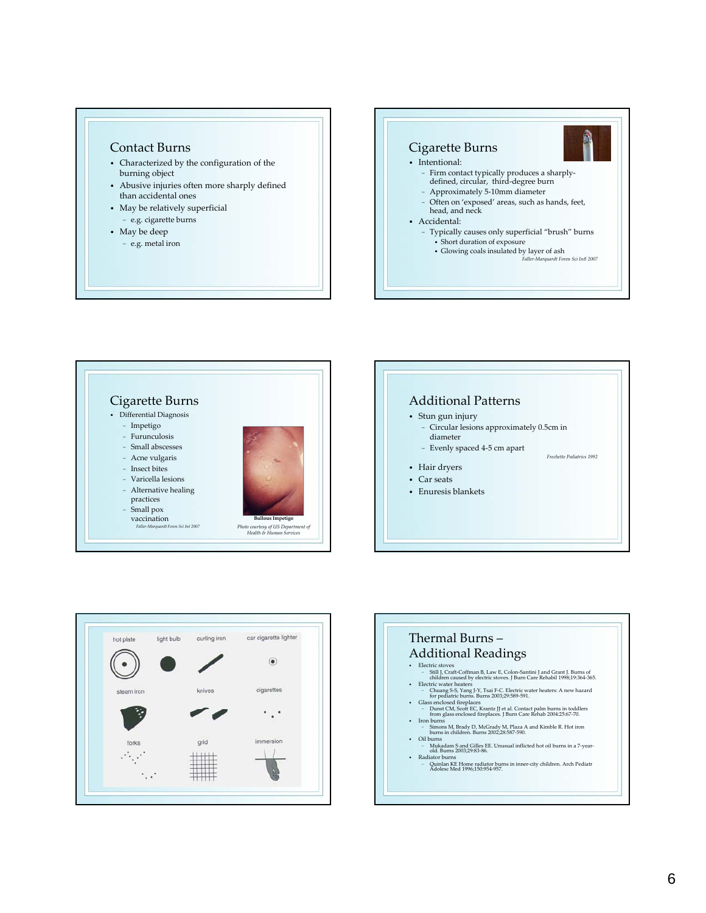## Contact Burns

- Characterized by the configuration of the burning object
- Abusive injuries often more sharply defined than accidental ones
- May be relatively superficial
  - e.g. cigarette burns
- May be deep
  - e.g. metal iron

## Cigarette Burns

- Intentional:
  - Firm contact typically produces a sharply-defined, circular, third-degree burn
  - Approximately 5-10mm diameter
  - Often on 'exposed' areas, such as hands, feet, head, and neck
- Accidental:
  - Typically causes only superficial "brush" burns
    - Short duration of exposure
    - Glowing coals insulated by layer of ash

*Faller-Marquardt Foren Sci Intl 2007*

## Cigarette Burns

- Differential Diagnosis
  - Impetigo
  - Furunculosis
  - Small abscesses
  - Acne vulgaris
  - Insect bites
  - Varicella lesions
  - Alternative healing practices
  - Small pox vaccination

*Faller-Marquardt Foren Sci Int 2007*

**Bullous Impetigo**

*Photo courtesy of US Department of Health & Human Services*

## Additional Patterns

- Stun gun injury
  - Circular lesions approximately 0.5cm in diameter
  - Evenly spaced 4-5 cm apart

*Frechette Pediatrics 1992*

- Hair dryers
- Car seats
- Enuresis blankets

hot plate, light bulb, curling iron, car cigarette lighter, steam iron, knives, cigarettes, forks, grid, immersion

## Thermal Burns – Additional Readings

- Electric stoves
  - Still J, Craft-Coffman B, Law E, Colon-Santini J and Grant J. Burns of children caused by electric stoves. J Burn Care Rehabil 1998;19:364-365.
- Electric water heaters
  - Chuang S-S, Yang J-Y, Tsai F-C. Electric water heaters: A new hazard for pediatric burns. Burns 2003;29:589-591.
- Glass enclosed fireplaces
  - Dunst CM, Scott EC, Krantz JJ et al. Contact palm burns in toddlers from glass enclosed fireplaces. J Burn Care Rehab 2004;25:67-70.
- Iron burns
  - Simons M, Brady D, McGrady M, Plaza A and Kimble R. Hot iron burns in children. Burns 2002;28:587-590.
- Oil burns
  - Mukadam S and Gilles EE. Unusual inflicted hot oil burns in a 7-year-old. Burns 2003;29:83-86.
- Radiator burns
  - Quinlan KE Home radiator burns in inner-city children. Arch Pediatr Adolesc Med 1996;150:954-957.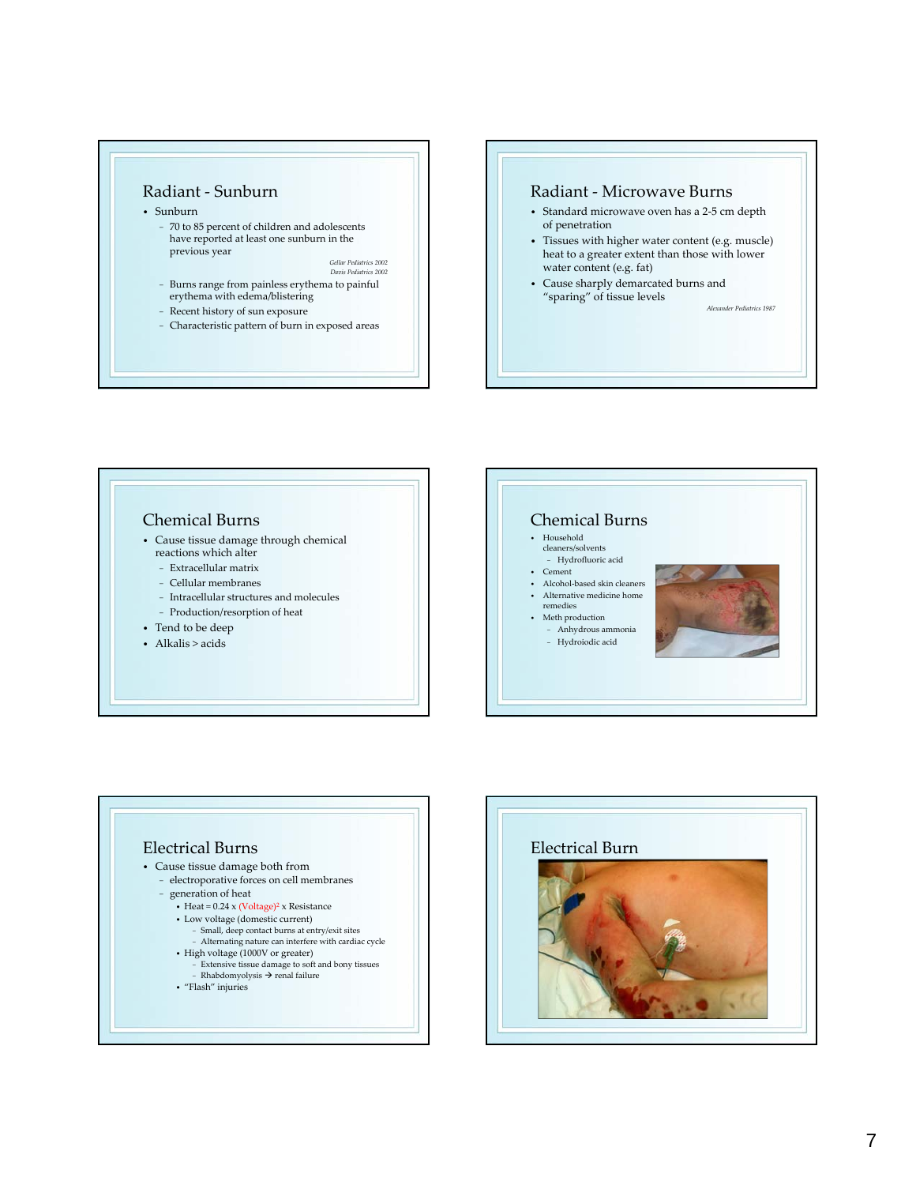## Radiant - Sunburn

- Sunburn
  - 70 to 85 percent of children and adolescents have reported at least one sunburn in the previous year

    *Geller Pediatrics 2002*
    *Davis Pediatrics 2002*
  - Burns range from painless erythema to painful erythema with edema/blistering
  - Recent history of sun exposure
  - Characteristic pattern of burn in exposed areas

## Radiant - Microwave Burns

- Standard microwave oven has a 2-5 cm depth of penetration
- Tissues with higher water content (e.g. muscle) heat to a greater extent than those with lower water content (e.g. fat)
- Cause sharply demarcated burns and "sparing" of tissue levels

  *Alexander Pediatrics 1987*

## Chemical Burns

- Cause tissue damage through chemical reactions which alter
  - Extracellular matrix
  - Cellular membranes
  - Intracellular structures and molecules
  - Production/resorption of heat
- Tend to be deep
- Alkalis > acids

## Chemical Burns

- Household cleaners/solvents
  - Hydrofluoric acid
- Cement
- Alcohol-based skin cleaners
- Alternative medicine home remedies
- Meth production
  - Anhydrous ammonia
  - Hydroiodic acid

## Electrical Burns

- Cause tissue damage both from
  - electroporative forces on cell membranes
  - generation of heat
    - Heat = 0.24 x (Voltage)$^2$ x Resistance
    - Low voltage (domestic current)
      - Small, deep contact burns at entry/exit sites
      - Alternating nature can interfere with cardiac cycle
    - High voltage (1000V or greater)
      - Extensive tissue damage to soft and bony tissues
      - Rhabdomyolysis → renal failure
    - "Flash" injuries

## Electrical Burn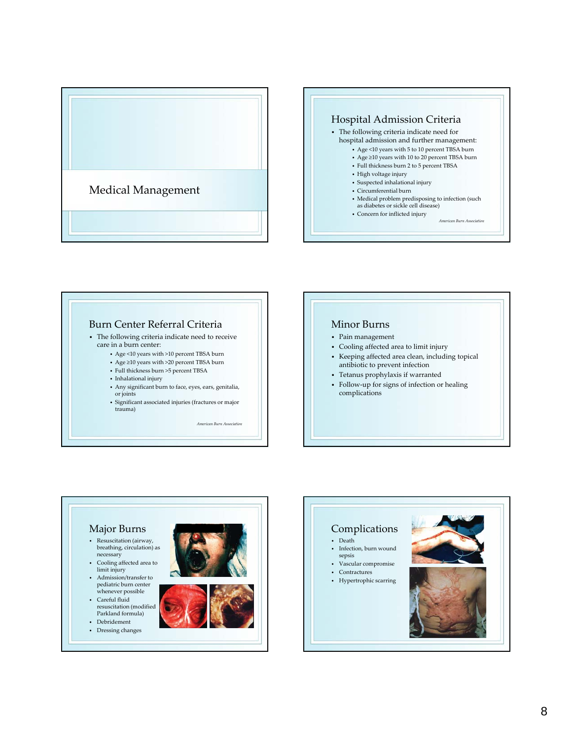# Medical Management

## Hospital Admission Criteria

- The following criteria indicate need for hospital admission and further management:
  - Age <10 years with 5 to 10 percent TBSA burn
  - Age ≥10 years with 10 to 20 percent TBSA burn
  - Full thickness burn 2 to 5 percent TBSA
  - High voltage injury
  - Suspected inhalational injury
  - Circumferential burn
  - Medical problem predisposing to infection (such as diabetes or sickle cell disease)
  - Concern for inflicted injury

*American Burn Association*

## Burn Center Referral Criteria

- The following criteria indicate need to receive care in a burn center:
  - Age <10 years with >10 percent TBSA burn
  - Age ≥10 years with >20 percent TBSA burn
  - Full thickness burn >5 percent TBSA
  - Inhalational injury
  - Any significant burn to face, eyes, ears, genitalia, or joints
  - Significant associated injuries (fractures or major trauma)

*American Burn Association*

## Minor Burns

- Pain management
- Cooling affected area to limit injury
- Keeping affected area clean, including topical antibiotic to prevent infection
- Tetanus prophylaxis if warranted
- Follow-up for signs of infection or healing complications

## Major Burns

- Resuscitation (airway, breathing, circulation) as necessary
- Cooling affected area to limit injury
- Admission/transfer to pediatric burn center whenever possible
- Careful fluid resuscitation (modified Parkland formula)
- Debridement
- Dressing changes

## Complications

- Death
- Infection, burn wound sepsis
- Vascular compromise
- Contractures
- Hypertrophic scarring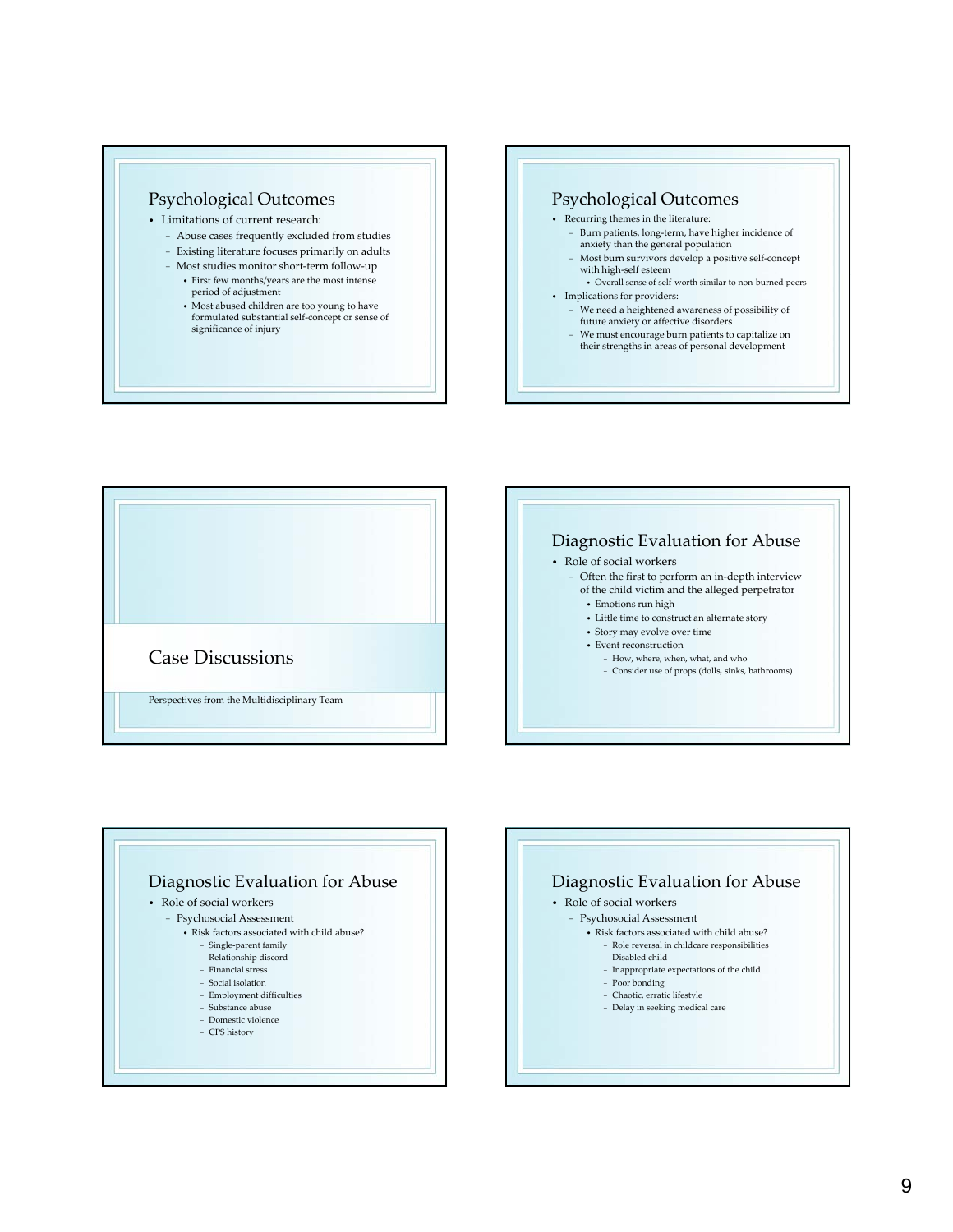## Psychological Outcomes

- Limitations of current research:
  - Abuse cases frequently excluded from studies
  - Existing literature focuses primarily on adults
  - Most studies monitor short-term follow-up
    - First few months/years are the most intense period of adjustment
    - Most abused children are too young to have formulated substantial self-concept or sense of significance of injury

## Psychological Outcomes

- Recurring themes in the literature:
  - Burn patients, long-term, have higher incidence of anxiety than the general population
  - Most burn survivors develop a positive self-concept with high-self esteem
    - Overall sense of self-worth similar to non-burned peers
- Implications for providers:
  - We need a heightened awareness of possibility of future anxiety or affective disorders
  - We must encourage burn patients to capitalize on their strengths in areas of personal development

## Case Discussions

Perspectives from the Multidisciplinary Team

## Diagnostic Evaluation for Abuse

- Role of social workers
  - Often the first to perform an in-depth interview of the child victim and the alleged perpetrator
    - Emotions run high
    - Little time to construct an alternate story
    - Story may evolve over time
    - Event reconstruction
      - How, where, when, what, and who
      - Consider use of props (dolls, sinks, bathrooms)

## Diagnostic Evaluation for Abuse

- Role of social workers
  - Psychosocial Assessment
    - Risk factors associated with child abuse?
      - Single-parent family
      - Relationship discord
      - Financial stress
      - Social isolation
      - Employment difficulties
      - Substance abuse
      - Domestic violence
      - CPS history

## Diagnostic Evaluation for Abuse

- Role of social workers
  - Psychosocial Assessment
    - Risk factors associated with child abuse?
      - Role reversal in childcare responsibilities
      - Disabled child
      - Inappropriate expectations of the child
      - Poor bonding
      - Chaotic, erratic lifestyle
      - Delay in seeking medical care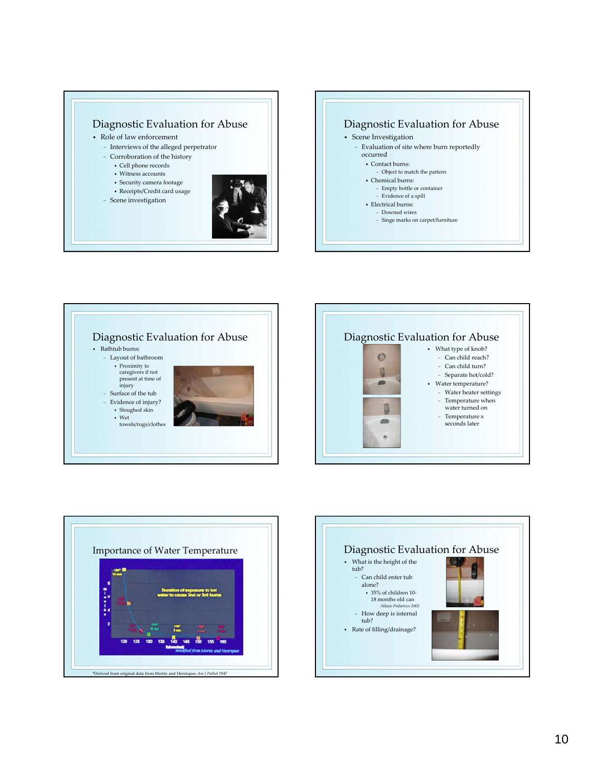## Diagnostic Evaluation for Abuse

- Role of law enforcement
  - Interviews of the alleged perpetrator
  - Corroboration of the history
    - Cell phone records
    - Witness accounts
    - Security camera footage
    - Receipts/Credit card usage
  - Scene investigation

## Diagnostic Evaluation for Abuse

- Scene Investigation
  - Evaluation of site where burn reportedly occurred
    - Contact burns:
      - Object to match the pattern
    - Chemical burns:
      - Empty bottle or container
      - Evidence of a spill
    - Electrical burns:
      - Downed wires
      - Singe marks on carpet/furniture

## Diagnostic Evaluation for Abuse

- Bathtub burns:
  - Layout of bathroom
    - Proximity to caregivers if not present at time of injury
  - Surface of the tub
  - Evidence of injury?
    - Sloughed skin
    - Wet towels/rugs/clothes

## Diagnostic Evaluation for Abuse

- What type of knob?
  - Can child reach?
  - Can child turn?
  - Separate hot/cold?
- Water temperature?
  - Water heater settings
  - Temperature when water turned on
  - Temperature x seconds later

## Importance of Water Temperature

Duration of exposure to hot water to cause 2nd or 3rd burns

modified from Moritz and Henriques

*Derived from original data from Moritz and Henriques *Am J Pathol* 1947

## Diagnostic Evaluation for Abuse

- What is the height of the tub?
  - Can child enter tub alone?
    - 35% of children 10-18 months old can
      *Allasio Pediatrics 2005*
  - How deep is internal tub?
- Rate of filling/drainage?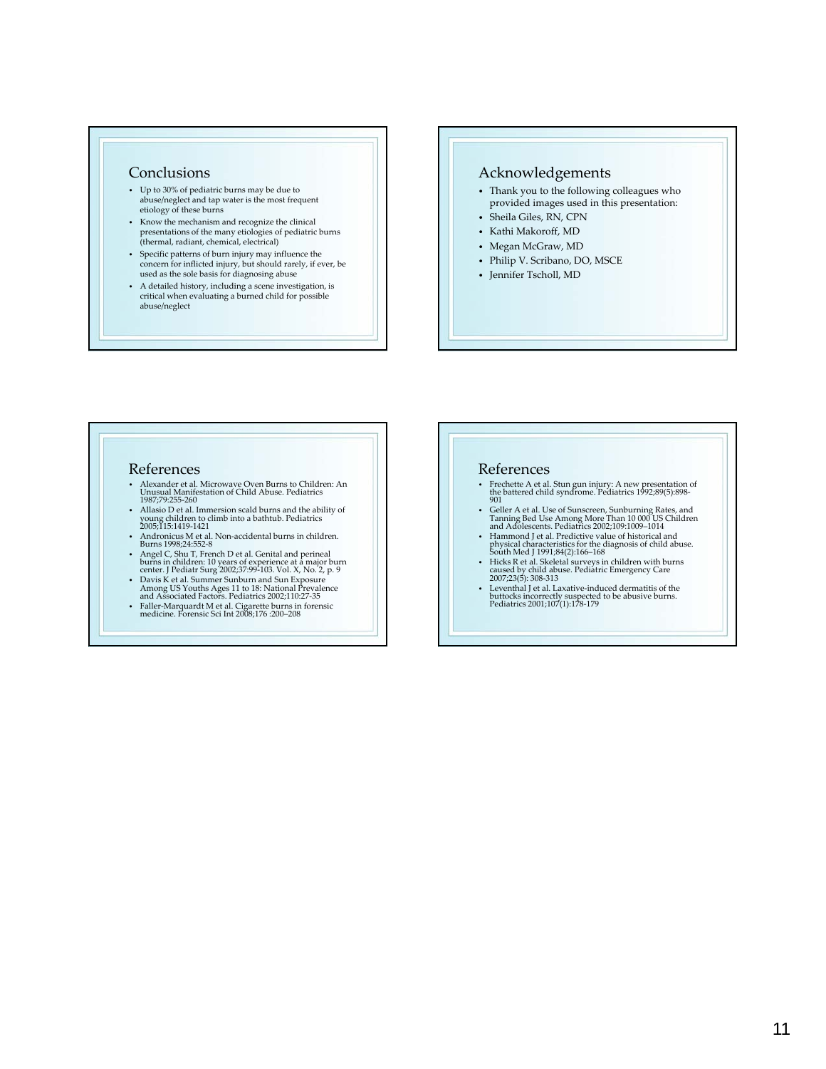## Conclusions

- Up to 30% of pediatric burns may be due to abuse/neglect and tap water is the most frequent etiology of these burns
- Know the mechanism and recognize the clinical presentations of the many etiologies of pediatric burns (thermal, radiant, chemical, electrical)
- Specific patterns of burn injury may influence the concern for inflicted injury, but should rarely, if ever, be used as the sole basis for diagnosing abuse
- A detailed history, including a scene investigation, is critical when evaluating a burned child for possible abuse/neglect

## Acknowledgements

- Thank you to the following colleagues who provided images used in this presentation:
- Sheila Giles, RN, CPN
- Kathi Makoroff, MD
- Megan McGraw, MD
- Philip V. Scribano, DO, MSCE
- Jennifer Tscholl, MD

## References

- Alexander et al. Microwave Oven Burns to Children: An Unusual Manifestation of Child Abuse. Pediatrics 1987;79:255-260
- Allasio D et al. Immersion scald burns and the ability of young children to climb into a bathtub. Pediatrics 2005;115:1419-1421
- Andronicus M et al. Non-accidental burns in children. Burns 1998;24:552-8
- Angel C, Shu T, French D et al. Genital and perineal burns in children: 10 years of experience at a major burn center. J Pediatr Surg 2002;37:99-103. Vol. X, No. 2, p. 9
- Davis K et al. Summer Sunburn and Sun Exposure Among US Youths Ages 11 to 18: National Prevalence and Associated Factors. Pediatrics 2002;110:27-35
- Faller-Marquardt M et al. Cigarette burns in forensic medicine. Forensic Sci Int 2008;176 :200–208

## References

- Frechette A et al. Stun gun injury: A new presentation of the battered child syndrome. Pediatrics 1992;89(5):898-901
- Geller A et al. Use of Sunscreen, Sunburning Rates, and Tanning Bed Use Among More Than 10 000 US Children and Adolescents. Pediatrics 2002;109:1009–1014
- Hammond J et al. Predictive value of historical and physical characteristics for the diagnosis of child abuse. South Med J 1991;84(2):166–168
- Hicks R et al. Skeletal surveys in children with burns caused by child abuse. Pediatric Emergency Care 2007;23(5): 308-313
- Leventhal J et al. Laxative-induced dermatitis of the buttocks incorrectly suspected to be abusive burns. Pediatrics 2001;107(1):178-179